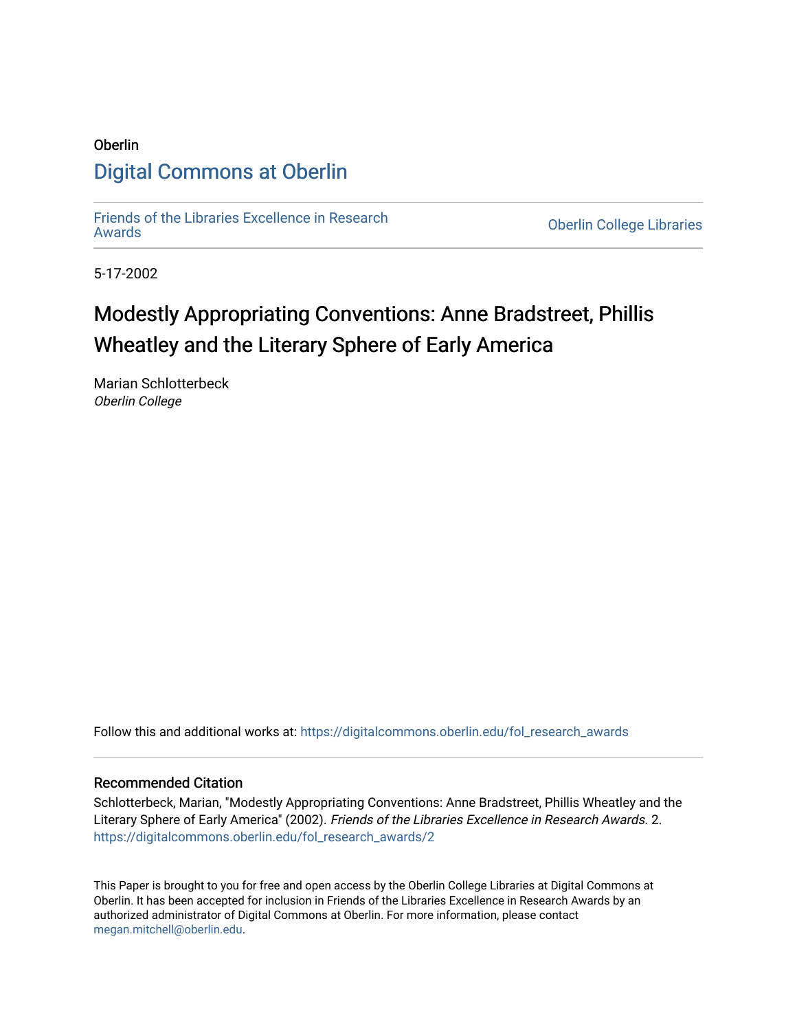Oberlin

## Digital Commons at Oberlin

Friends of the Libraries Excellence in Research Awards

Oberlin College Libraries

5-17-2002

# Modestly Appropriating Conventions: Anne Bradstreet, Phillis Wheatley and the Literary Sphere of Early America

Marian Schlotterbeck
*Oberlin College*

Follow this and additional works at: https://digitalcommons.oberlin.edu/fol_research_awards

### Recommended Citation

Schlotterbeck, Marian, "Modestly Appropriating Conventions: Anne Bradstreet, Phillis Wheatley and the Literary Sphere of Early America" (2002). *Friends of the Libraries Excellence in Research Awards*. 2.
https://digitalcommons.oberlin.edu/fol_research_awards/2

This Paper is brought to you for free and open access by the Oberlin College Libraries at Digital Commons at Oberlin. It has been accepted for inclusion in Friends of the Libraries Excellence in Research Awards by an authorized administrator of Digital Commons at Oberlin. For more information, please contact megan.mitchell@oberlin.edu.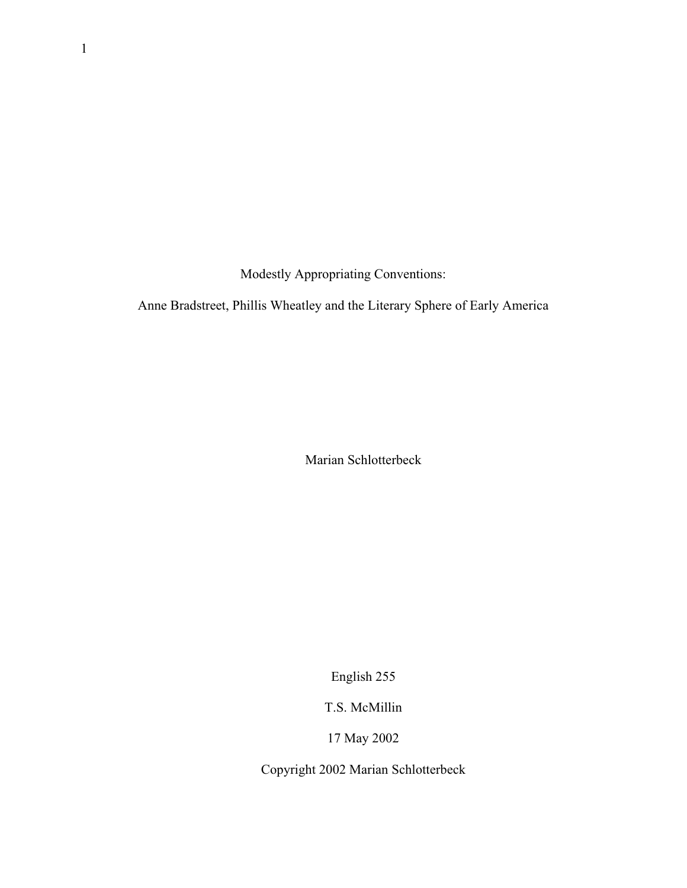# Modestly Appropriating Conventions:

## Anne Bradstreet, Phillis Wheatley and the Literary Sphere of Early America

Marian Schlotterbeck

English 255

T.S. McMillin

17 May 2002

Copyright 2002 Marian Schlotterbeck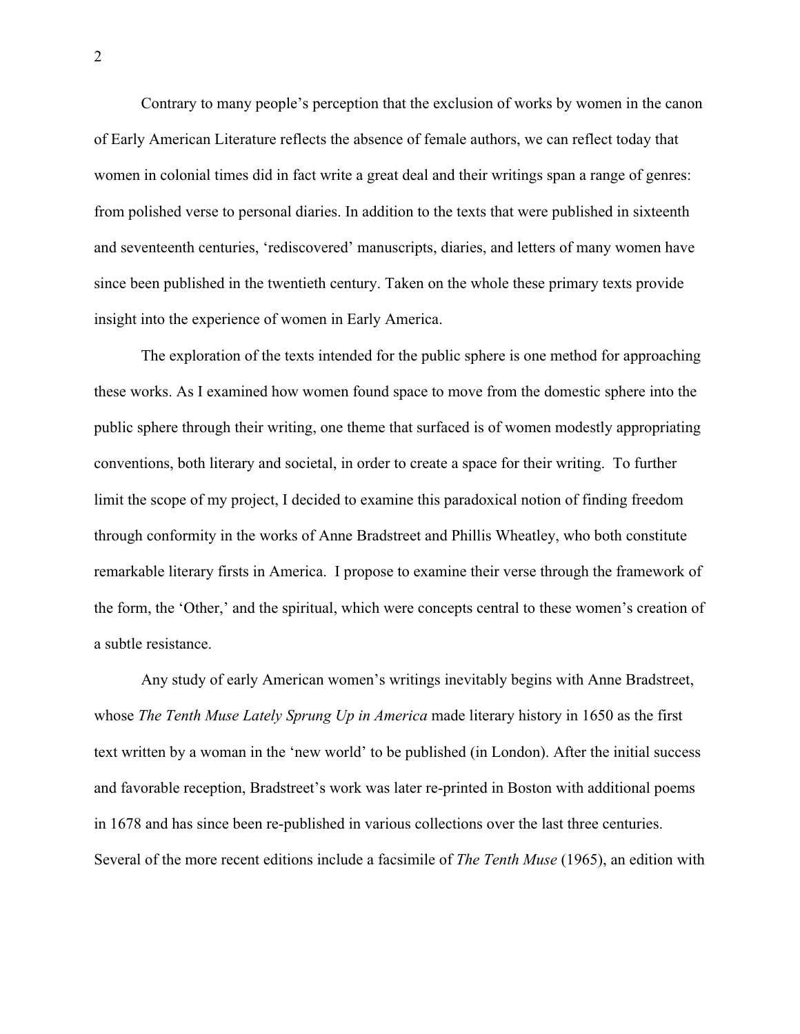Contrary to many people's perception that the exclusion of works by women in the canon of Early American Literature reflects the absence of female authors, we can reflect today that women in colonial times did in fact write a great deal and their writings span a range of genres: from polished verse to personal diaries. In addition to the texts that were published in sixteenth and seventeenth centuries, 'rediscovered' manuscripts, diaries, and letters of many women have since been published in the twentieth century. Taken on the whole these primary texts provide insight into the experience of women in Early America.

The exploration of the texts intended for the public sphere is one method for approaching these works. As I examined how women found space to move from the domestic sphere into the public sphere through their writing, one theme that surfaced is of women modestly appropriating conventions, both literary and societal, in order to create a space for their writing. To further limit the scope of my project, I decided to examine this paradoxical notion of finding freedom through conformity in the works of Anne Bradstreet and Phillis Wheatley, who both constitute remarkable literary firsts in America. I propose to examine their verse through the framework of the form, the 'Other,' and the spiritual, which were concepts central to these women's creation of a subtle resistance.

Any study of early American women's writings inevitably begins with Anne Bradstreet, whose *The Tenth Muse Lately Sprung Up in America* made literary history in 1650 as the first text written by a woman in the 'new world' to be published (in London). After the initial success and favorable reception, Bradstreet's work was later re-printed in Boston with additional poems in 1678 and has since been re-published in various collections over the last three centuries. Several of the more recent editions include a facsimile of *The Tenth Muse* (1965), an edition with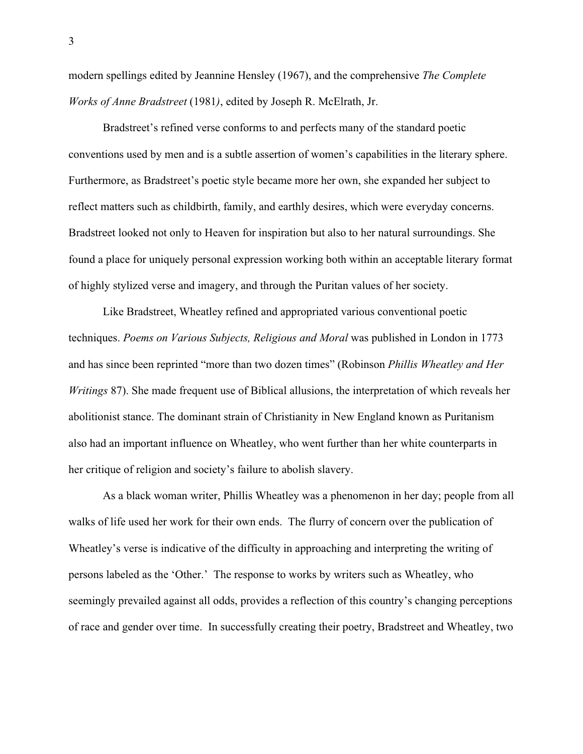modern spellings edited by Jeannine Hensley (1967), and the comprehensive *The Complete Works of Anne Bradstreet* (1981), edited by Joseph R. McElrath, Jr.

Bradstreet's refined verse conforms to and perfects many of the standard poetic conventions used by men and is a subtle assertion of women's capabilities in the literary sphere. Furthermore, as Bradstreet's poetic style became more her own, she expanded her subject to reflect matters such as childbirth, family, and earthly desires, which were everyday concerns. Bradstreet looked not only to Heaven for inspiration but also to her natural surroundings. She found a place for uniquely personal expression working both within an acceptable literary format of highly stylized verse and imagery, and through the Puritan values of her society.

Like Bradstreet, Wheatley refined and appropriated various conventional poetic techniques. *Poems on Various Subjects, Religious and Moral* was published in London in 1773 and has since been reprinted "more than two dozen times" (Robinson *Phillis Wheatley and Her Writings* 87). She made frequent use of Biblical allusions, the interpretation of which reveals her abolitionist stance. The dominant strain of Christianity in New England known as Puritanism also had an important influence on Wheatley, who went further than her white counterparts in her critique of religion and society's failure to abolish slavery.

As a black woman writer, Phillis Wheatley was a phenomenon in her day; people from all walks of life used her work for their own ends. The flurry of concern over the publication of Wheatley's verse is indicative of the difficulty in approaching and interpreting the writing of persons labeled as the 'Other.' The response to works by writers such as Wheatley, who seemingly prevailed against all odds, provides a reflection of this country's changing perceptions of race and gender over time. In successfully creating their poetry, Bradstreet and Wheatley, two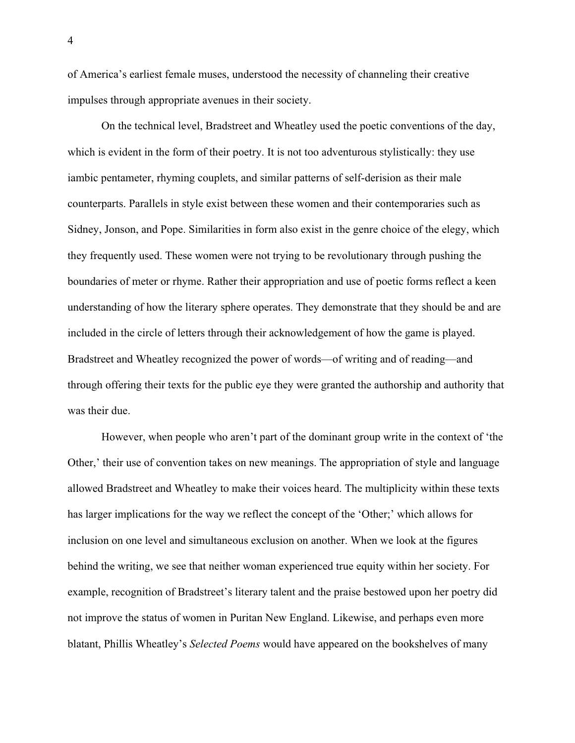of America's earliest female muses, understood the necessity of channeling their creative impulses through appropriate avenues in their society.

On the technical level, Bradstreet and Wheatley used the poetic conventions of the day, which is evident in the form of their poetry. It is not too adventurous stylistically: they use iambic pentameter, rhyming couplets, and similar patterns of self-derision as their male counterparts. Parallels in style exist between these women and their contemporaries such as Sidney, Jonson, and Pope. Similarities in form also exist in the genre choice of the elegy, which they frequently used. These women were not trying to be revolutionary through pushing the boundaries of meter or rhyme. Rather their appropriation and use of poetic forms reflect a keen understanding of how the literary sphere operates. They demonstrate that they should be and are included in the circle of letters through their acknowledgement of how the game is played. Bradstreet and Wheatley recognized the power of words—of writing and of reading—and through offering their texts for the public eye they were granted the authorship and authority that was their due.

However, when people who aren't part of the dominant group write in the context of 'the Other,' their use of convention takes on new meanings. The appropriation of style and language allowed Bradstreet and Wheatley to make their voices heard. The multiplicity within these texts has larger implications for the way we reflect the concept of the 'Other;' which allows for inclusion on one level and simultaneous exclusion on another. When we look at the figures behind the writing, we see that neither woman experienced true equity within her society. For example, recognition of Bradstreet's literary talent and the praise bestowed upon her poetry did not improve the status of women in Puritan New England. Likewise, and perhaps even more blatant, Phillis Wheatley's *Selected Poems* would have appeared on the bookshelves of many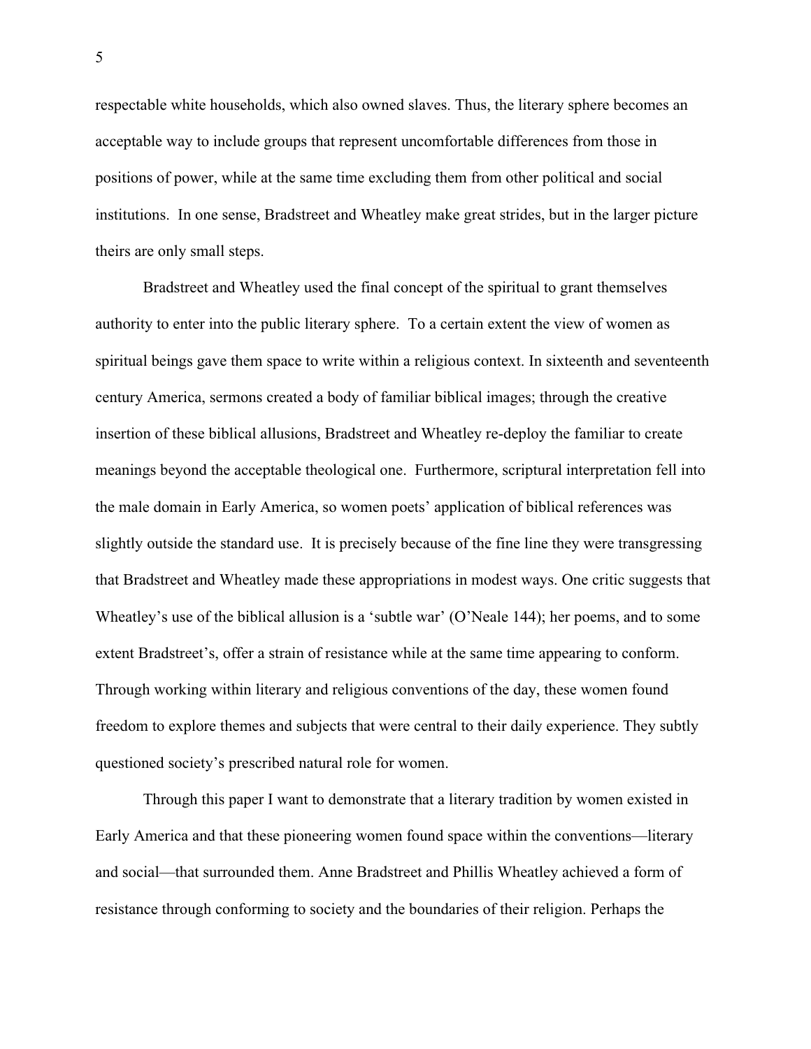respectable white households, which also owned slaves. Thus, the literary sphere becomes an acceptable way to include groups that represent uncomfortable differences from those in positions of power, while at the same time excluding them from other political and social institutions. In one sense, Bradstreet and Wheatley make great strides, but in the larger picture theirs are only small steps.

Bradstreet and Wheatley used the final concept of the spiritual to grant themselves authority to enter into the public literary sphere. To a certain extent the view of women as spiritual beings gave them space to write within a religious context. In sixteenth and seventeenth century America, sermons created a body of familiar biblical images; through the creative insertion of these biblical allusions, Bradstreet and Wheatley re-deploy the familiar to create meanings beyond the acceptable theological one. Furthermore, scriptural interpretation fell into the male domain in Early America, so women poets' application of biblical references was slightly outside the standard use. It is precisely because of the fine line they were transgressing that Bradstreet and Wheatley made these appropriations in modest ways. One critic suggests that Wheatley's use of the biblical allusion is a 'subtle war' (O'Neale 144); her poems, and to some extent Bradstreet's, offer a strain of resistance while at the same time appearing to conform. Through working within literary and religious conventions of the day, these women found freedom to explore themes and subjects that were central to their daily experience. They subtly questioned society's prescribed natural role for women.

Through this paper I want to demonstrate that a literary tradition by women existed in Early America and that these pioneering women found space within the conventions—literary and social—that surrounded them. Anne Bradstreet and Phillis Wheatley achieved a form of resistance through conforming to society and the boundaries of their religion. Perhaps the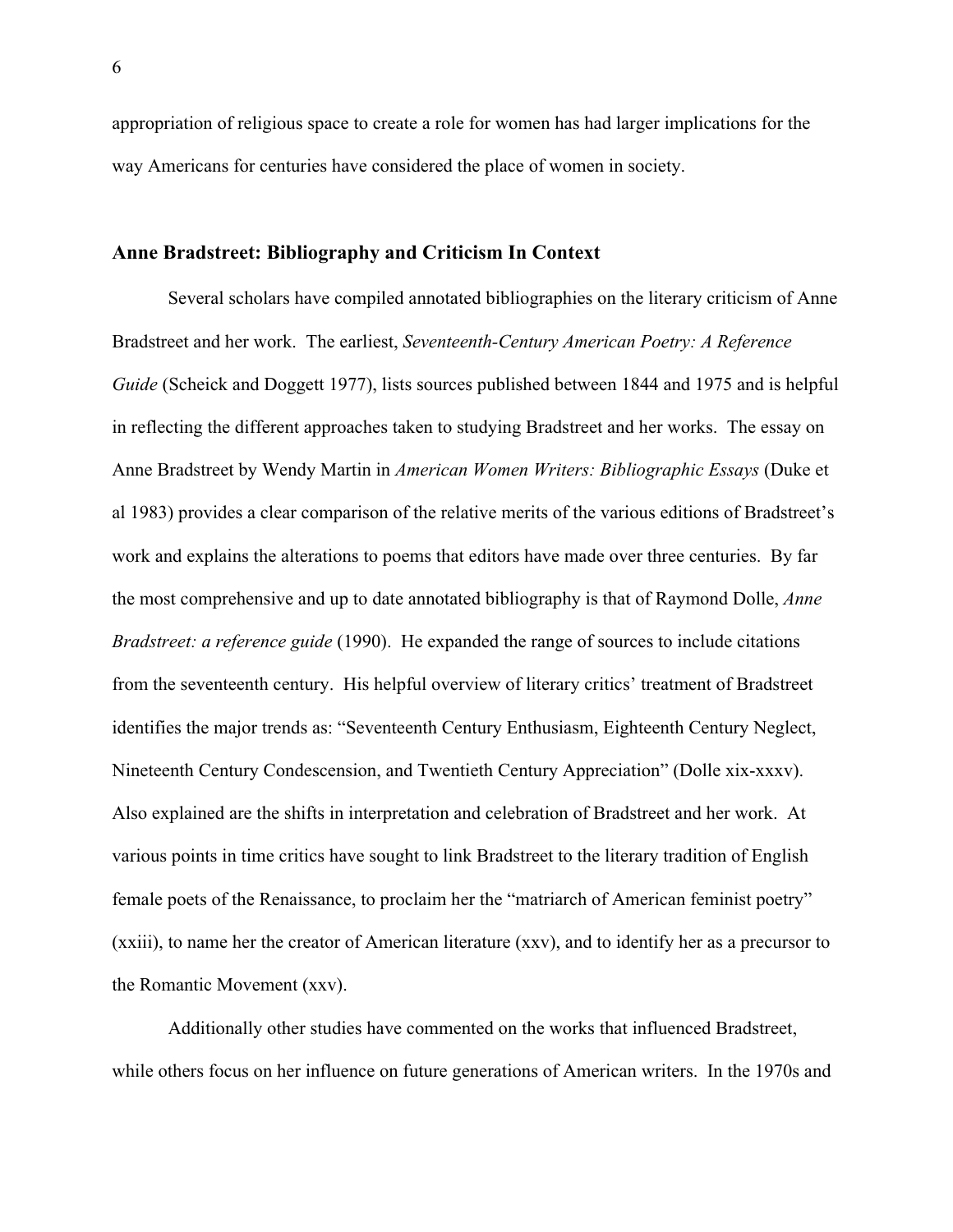appropriation of religious space to create a role for women has had larger implications for the way Americans for centuries have considered the place of women in society.

## Anne Bradstreet: Bibliography and Criticism In Context

Several scholars have compiled annotated bibliographies on the literary criticism of Anne Bradstreet and her work. The earliest, *Seventeenth-Century American Poetry: A Reference Guide* (Scheick and Doggett 1977), lists sources published between 1844 and 1975 and is helpful in reflecting the different approaches taken to studying Bradstreet and her works. The essay on Anne Bradstreet by Wendy Martin in *American Women Writers: Bibliographic Essays* (Duke et al 1983) provides a clear comparison of the relative merits of the various editions of Bradstreet's work and explains the alterations to poems that editors have made over three centuries. By far the most comprehensive and up to date annotated bibliography is that of Raymond Dolle, *Anne Bradstreet: a reference guide* (1990). He expanded the range of sources to include citations from the seventeenth century. His helpful overview of literary critics' treatment of Bradstreet identifies the major trends as: "Seventeenth Century Enthusiasm, Eighteenth Century Neglect, Nineteenth Century Condescension, and Twentieth Century Appreciation" (Dolle xix-xxxv). Also explained are the shifts in interpretation and celebration of Bradstreet and her work. At various points in time critics have sought to link Bradstreet to the literary tradition of English female poets of the Renaissance, to proclaim her the "matriarch of American feminist poetry" (xxiii), to name her the creator of American literature (xxv), and to identify her as a precursor to the Romantic Movement (xxv).

Additionally other studies have commented on the works that influenced Bradstreet, while others focus on her influence on future generations of American writers. In the 1970s and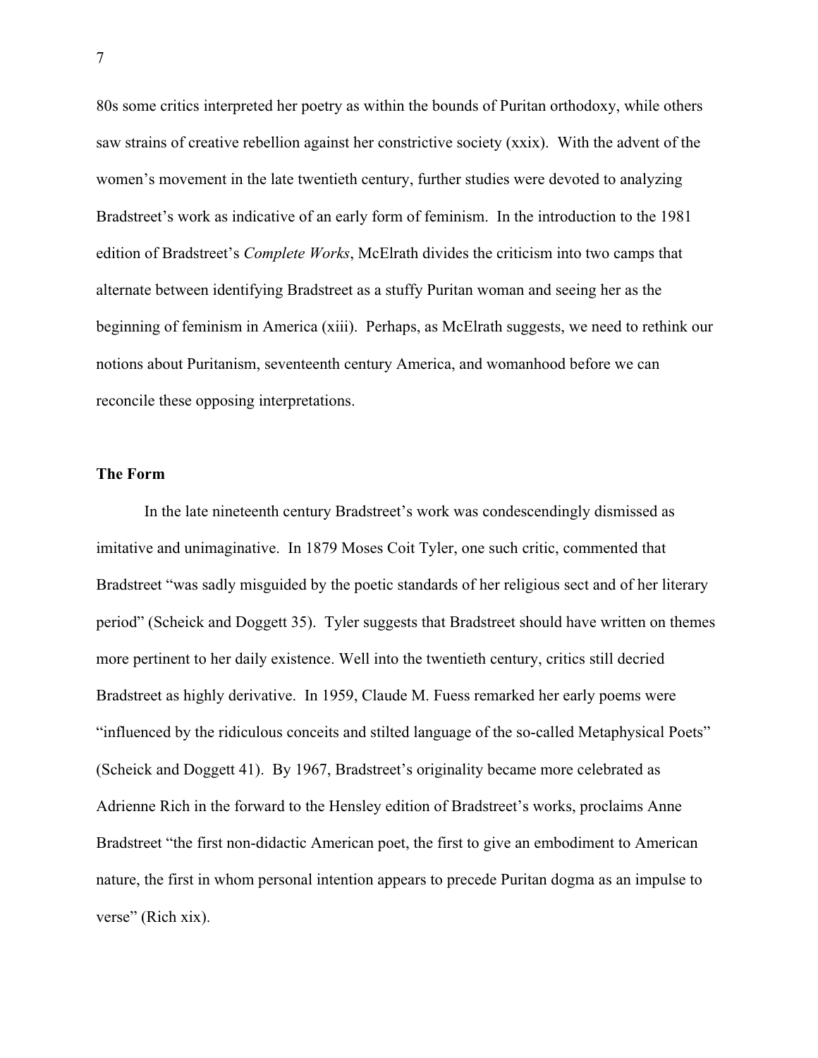80s some critics interpreted her poetry as within the bounds of Puritan orthodoxy, while others saw strains of creative rebellion against her constrictive society (xxix). With the advent of the women's movement in the late twentieth century, further studies were devoted to analyzing Bradstreet's work as indicative of an early form of feminism. In the introduction to the 1981 edition of Bradstreet's *Complete Works*, McElrath divides the criticism into two camps that alternate between identifying Bradstreet as a stuffy Puritan woman and seeing her as the beginning of feminism in America (xiii). Perhaps, as McElrath suggests, we need to rethink our notions about Puritanism, seventeenth century America, and womanhood before we can reconcile these opposing interpretations.

**The Form**

In the late nineteenth century Bradstreet's work was condescendingly dismissed as imitative and unimaginative. In 1879 Moses Coit Tyler, one such critic, commented that Bradstreet "was sadly misguided by the poetic standards of her religious sect and of her literary period" (Scheick and Doggett 35). Tyler suggests that Bradstreet should have written on themes more pertinent to her daily existence. Well into the twentieth century, critics still decried Bradstreet as highly derivative. In 1959, Claude M. Fuess remarked her early poems were "influenced by the ridiculous conceits and stilted language of the so-called Metaphysical Poets" (Scheick and Doggett 41). By 1967, Bradstreet's originality became more celebrated as Adrienne Rich in the forward to the Hensley edition of Bradstreet's works, proclaims Anne Bradstreet "the first non-didactic American poet, the first to give an embodiment to American nature, the first in whom personal intention appears to precede Puritan dogma as an impulse to verse" (Rich xix).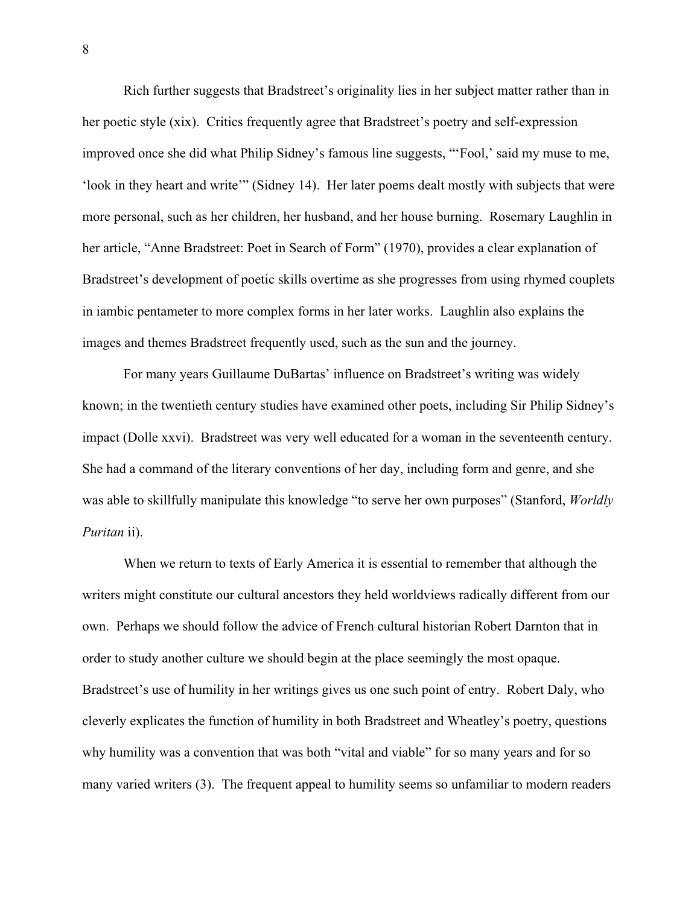Rich further suggests that Bradstreet's originality lies in her subject matter rather than in her poetic style (xix). Critics frequently agree that Bradstreet's poetry and self-expression improved once she did what Philip Sidney's famous line suggests, "'Fool,' said my muse to me, 'look in they heart and write'" (Sidney 14). Her later poems dealt mostly with subjects that were more personal, such as her children, her husband, and her house burning. Rosemary Laughlin in her article, "Anne Bradstreet: Poet in Search of Form" (1970), provides a clear explanation of Bradstreet's development of poetic skills overtime as she progresses from using rhymed couplets in iambic pentameter to more complex forms in her later works. Laughlin also explains the images and themes Bradstreet frequently used, such as the sun and the journey.

For many years Guillaume DuBartas' influence on Bradstreet's writing was widely known; in the twentieth century studies have examined other poets, including Sir Philip Sidney's impact (Dolle xxvi). Bradstreet was very well educated for a woman in the seventeenth century. She had a command of the literary conventions of her day, including form and genre, and she was able to skillfully manipulate this knowledge "to serve her own purposes" (Stanford, *Worldly Puritan* ii).

When we return to texts of Early America it is essential to remember that although the writers might constitute our cultural ancestors they held worldviews radically different from our own. Perhaps we should follow the advice of French cultural historian Robert Darnton that in order to study another culture we should begin at the place seemingly the most opaque. Bradstreet's use of humility in her writings gives us one such point of entry. Robert Daly, who cleverly explicates the function of humility in both Bradstreet and Wheatley's poetry, questions why humility was a convention that was both "vital and viable" for so many years and for so many varied writers (3). The frequent appeal to humility seems so unfamiliar to modern readers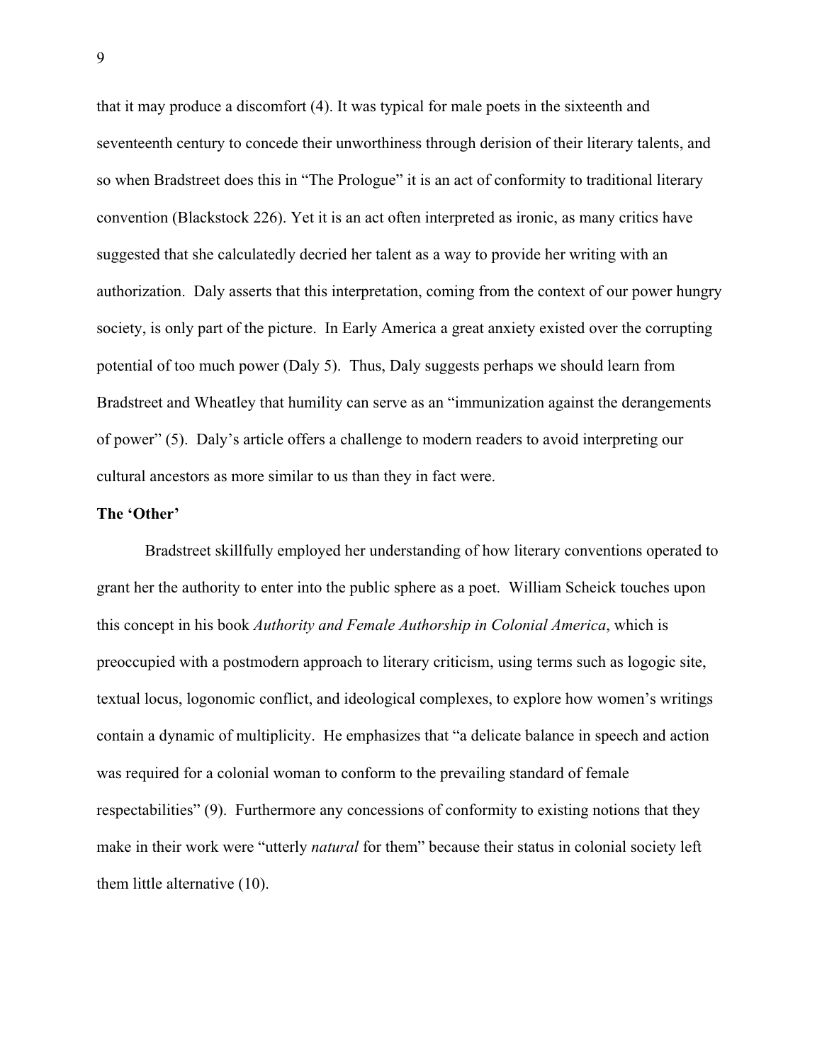that it may produce a discomfort (4). It was typical for male poets in the sixteenth and seventeenth century to concede their unworthiness through derision of their literary talents, and so when Bradstreet does this in "The Prologue" it is an act of conformity to traditional literary convention (Blackstock 226). Yet it is an act often interpreted as ironic, as many critics have suggested that she calculatedly decried her talent as a way to provide her writing with an authorization. Daly asserts that this interpretation, coming from the context of our power hungry society, is only part of the picture. In Early America a great anxiety existed over the corrupting potential of too much power (Daly 5). Thus, Daly suggests perhaps we should learn from Bradstreet and Wheatley that humility can serve as an "immunization against the derangements of power" (5). Daly's article offers a challenge to modern readers to avoid interpreting our cultural ancestors as more similar to us than they in fact were.

**The 'Other'**

Bradstreet skillfully employed her understanding of how literary conventions operated to grant her the authority to enter into the public sphere as a poet. William Scheick touches upon this concept in his book *Authority and Female Authorship in Colonial America*, which is preoccupied with a postmodern approach to literary criticism, using terms such as logogic site, textual locus, logonomic conflict, and ideological complexes, to explore how women's writings contain a dynamic of multiplicity. He emphasizes that "a delicate balance in speech and action was required for a colonial woman to conform to the prevailing standard of female respectabilities" (9). Furthermore any concessions of conformity to existing notions that they make in their work were "utterly *natural* for them" because their status in colonial society left them little alternative (10).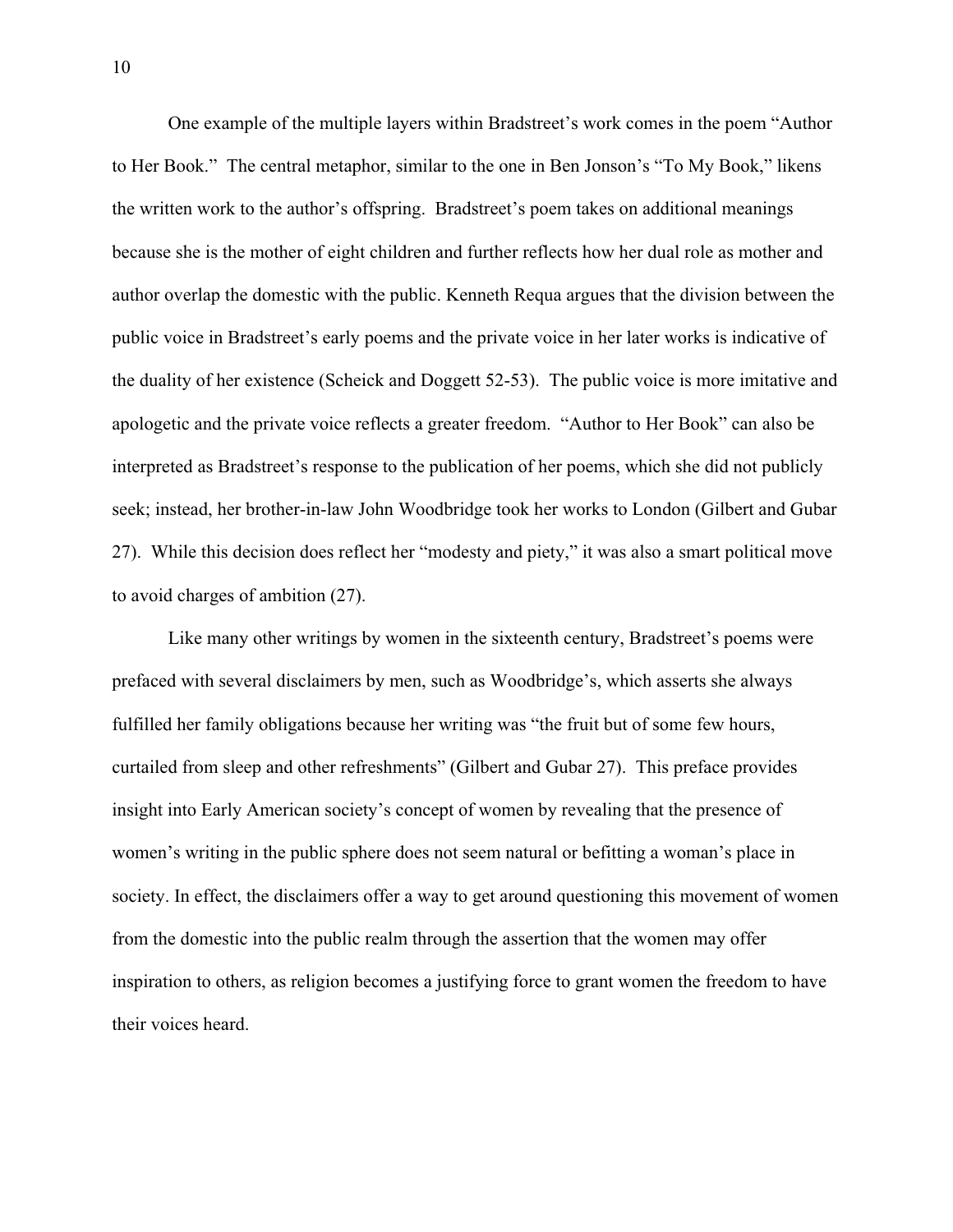One example of the multiple layers within Bradstreet's work comes in the poem "Author to Her Book." The central metaphor, similar to the one in Ben Jonson's "To My Book," likens the written work to the author's offspring. Bradstreet's poem takes on additional meanings because she is the mother of eight children and further reflects how her dual role as mother and author overlap the domestic with the public. Kenneth Requa argues that the division between the public voice in Bradstreet's early poems and the private voice in her later works is indicative of the duality of her existence (Scheick and Doggett 52-53). The public voice is more imitative and apologetic and the private voice reflects a greater freedom. "Author to Her Book" can also be interpreted as Bradstreet's response to the publication of her poems, which she did not publicly seek; instead, her brother-in-law John Woodbridge took her works to London (Gilbert and Gubar 27). While this decision does reflect her "modesty and piety," it was also a smart political move to avoid charges of ambition (27).

Like many other writings by women in the sixteenth century, Bradstreet's poems were prefaced with several disclaimers by men, such as Woodbridge's, which asserts she always fulfilled her family obligations because her writing was "the fruit but of some few hours, curtailed from sleep and other refreshments" (Gilbert and Gubar 27). This preface provides insight into Early American society's concept of women by revealing that the presence of women's writing in the public sphere does not seem natural or befitting a woman's place in society. In effect, the disclaimers offer a way to get around questioning this movement of women from the domestic into the public realm through the assertion that the women may offer inspiration to others, as religion becomes a justifying force to grant women the freedom to have their voices heard.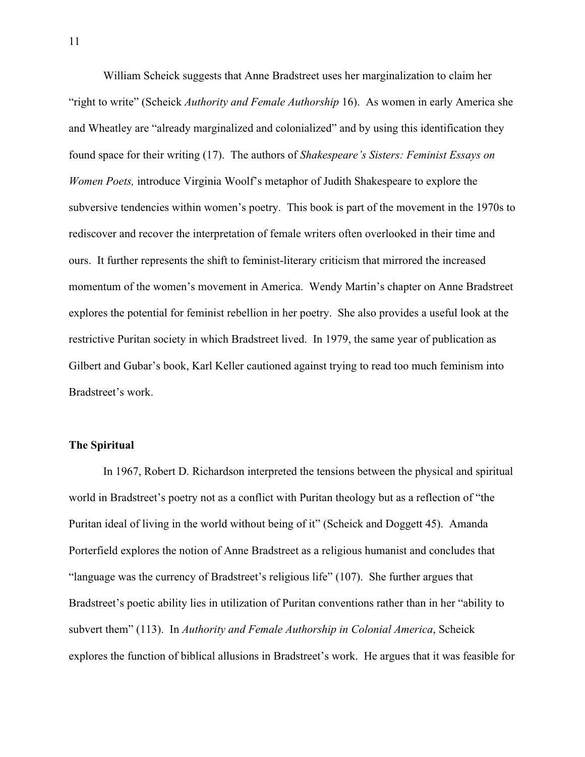William Scheick suggests that Anne Bradstreet uses her marginalization to claim her "right to write" (Scheick *Authority and Female Authorship* 16). As women in early America she and Wheatley are "already marginalized and colonialized" and by using this identification they found space for their writing (17). The authors of *Shakespeare's Sisters: Feminist Essays on Women Poets,* introduce Virginia Woolf's metaphor of Judith Shakespeare to explore the subversive tendencies within women's poetry. This book is part of the movement in the 1970s to rediscover and recover the interpretation of female writers often overlooked in their time and ours. It further represents the shift to feminist-literary criticism that mirrored the increased momentum of the women's movement in America. Wendy Martin's chapter on Anne Bradstreet explores the potential for feminist rebellion in her poetry. She also provides a useful look at the restrictive Puritan society in which Bradstreet lived. In 1979, the same year of publication as Gilbert and Gubar's book, Karl Keller cautioned against trying to read too much feminism into Bradstreet's work.

**The Spiritual**

In 1967, Robert D. Richardson interpreted the tensions between the physical and spiritual world in Bradstreet's poetry not as a conflict with Puritan theology but as a reflection of "the Puritan ideal of living in the world without being of it" (Scheick and Doggett 45). Amanda Porterfield explores the notion of Anne Bradstreet as a religious humanist and concludes that "language was the currency of Bradstreet's religious life" (107). She further argues that Bradstreet's poetic ability lies in utilization of Puritan conventions rather than in her "ability to subvert them" (113). In *Authority and Female Authorship in Colonial America*, Scheick explores the function of biblical allusions in Bradstreet's work. He argues that it was feasible for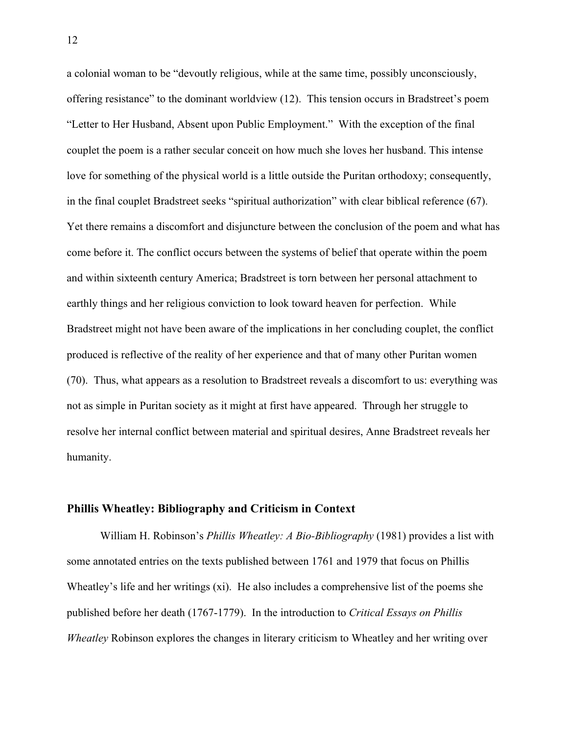a colonial woman to be "devoutly religious, while at the same time, possibly unconsciously, offering resistance" to the dominant worldview (12). This tension occurs in Bradstreet's poem "Letter to Her Husband, Absent upon Public Employment." With the exception of the final couplet the poem is a rather secular conceit on how much she loves her husband. This intense love for something of the physical world is a little outside the Puritan orthodoxy; consequently, in the final couplet Bradstreet seeks "spiritual authorization" with clear biblical reference (67). Yet there remains a discomfort and disjuncture between the conclusion of the poem and what has come before it. The conflict occurs between the systems of belief that operate within the poem and within sixteenth century America; Bradstreet is torn between her personal attachment to earthly things and her religious conviction to look toward heaven for perfection. While Bradstreet might not have been aware of the implications in her concluding couplet, the conflict produced is reflective of the reality of her experience and that of many other Puritan women (70). Thus, what appears as a resolution to Bradstreet reveals a discomfort to us: everything was not as simple in Puritan society as it might at first have appeared. Through her struggle to resolve her internal conflict between material and spiritual desires, Anne Bradstreet reveals her humanity.

### Phillis Wheatley: Bibliography and Criticism in Context

William H. Robinson's *Phillis Wheatley: A Bio-Bibliography* (1981) provides a list with some annotated entries on the texts published between 1761 and 1979 that focus on Phillis Wheatley's life and her writings (xi). He also includes a comprehensive list of the poems she published before her death (1767-1779). In the introduction to *Critical Essays on Phillis Wheatley* Robinson explores the changes in literary criticism to Wheatley and her writing over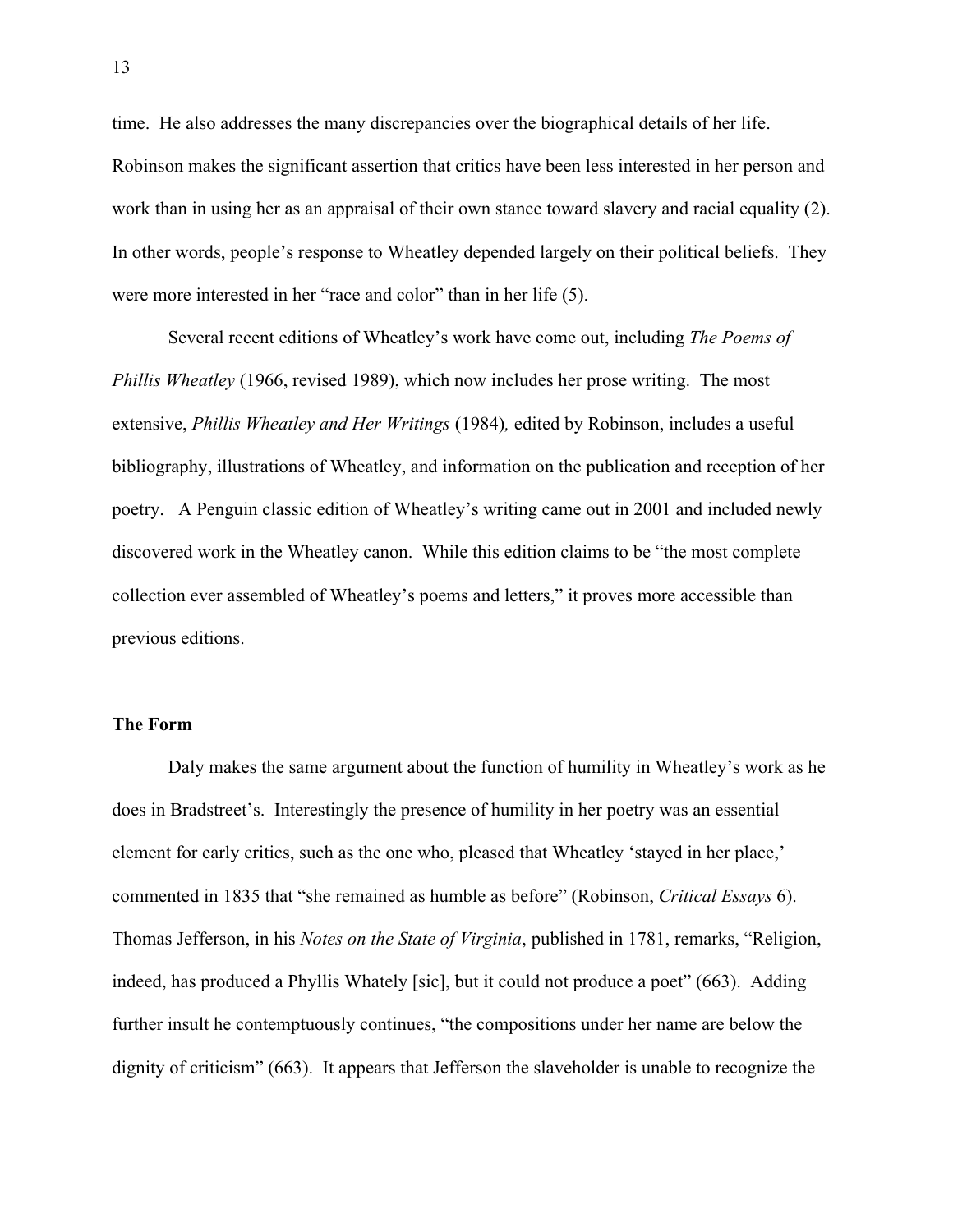time. He also addresses the many discrepancies over the biographical details of her life. Robinson makes the significant assertion that critics have been less interested in her person and work than in using her as an appraisal of their own stance toward slavery and racial equality (2). In other words, people's response to Wheatley depended largely on their political beliefs. They were more interested in her "race and color" than in her life (5).

Several recent editions of Wheatley's work have come out, including *The Poems of Phillis Wheatley* (1966, revised 1989), which now includes her prose writing. The most extensive, *Phillis Wheatley and Her Writings* (1984), edited by Robinson, includes a useful bibliography, illustrations of Wheatley, and information on the publication and reception of her poetry. A Penguin classic edition of Wheatley's writing came out in 2001 and included newly discovered work in the Wheatley canon. While this edition claims to be "the most complete collection ever assembled of Wheatley's poems and letters," it proves more accessible than previous editions.

**The Form**

Daly makes the same argument about the function of humility in Wheatley's work as he does in Bradstreet's. Interestingly the presence of humility in her poetry was an essential element for early critics, such as the one who, pleased that Wheatley 'stayed in her place,' commented in 1835 that "she remained as humble as before" (Robinson, *Critical Essays* 6). Thomas Jefferson, in his *Notes on the State of Virginia*, published in 1781, remarks, "Religion, indeed, has produced a Phyllis Whately [sic], but it could not produce a poet" (663). Adding further insult he contemptuously continues, "the compositions under her name are below the dignity of criticism" (663). It appears that Jefferson the slaveholder is unable to recognize the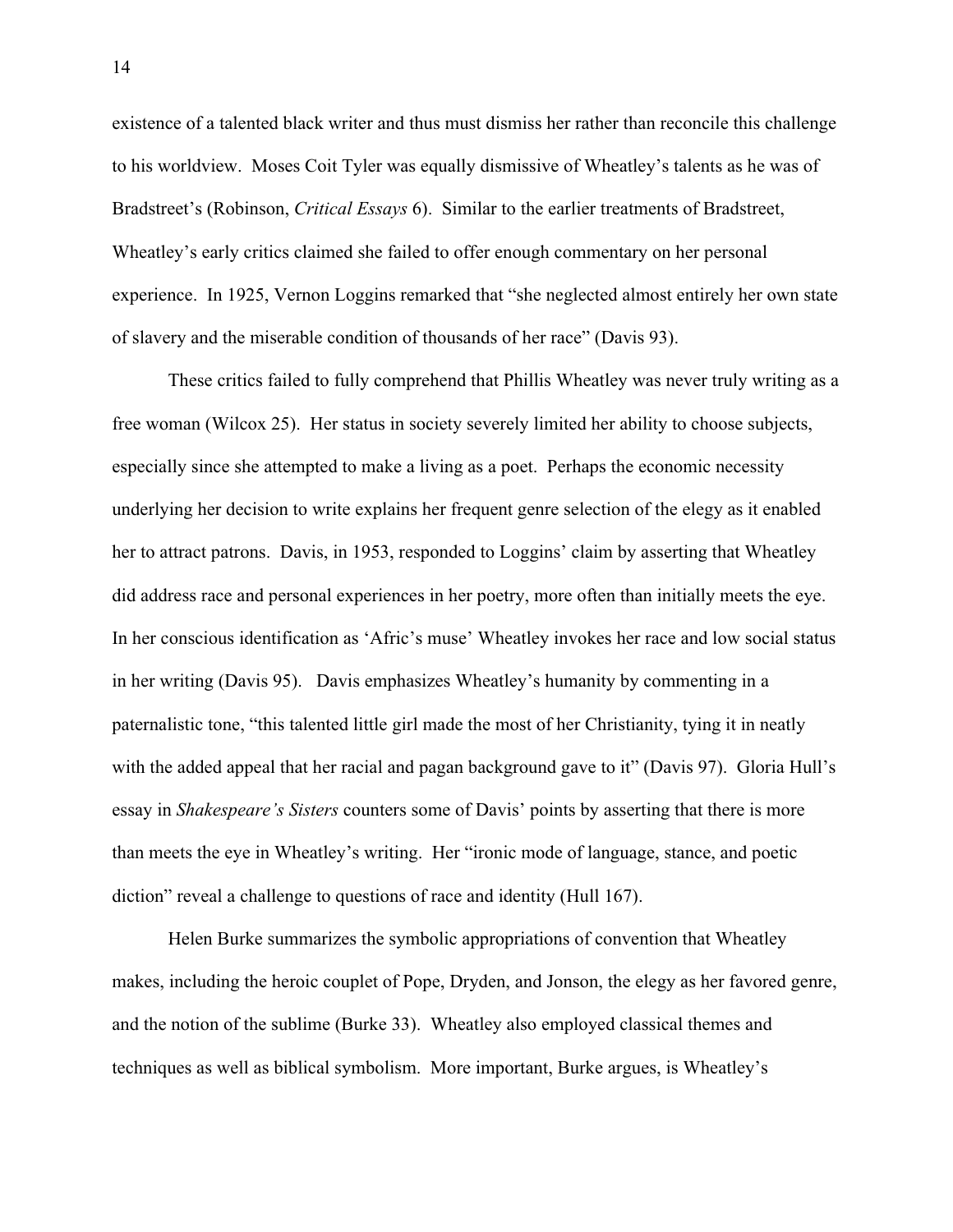existence of a talented black writer and thus must dismiss her rather than reconcile this challenge to his worldview. Moses Coit Tyler was equally dismissive of Wheatley's talents as he was of Bradstreet's (Robinson, *Critical Essays* 6). Similar to the earlier treatments of Bradstreet, Wheatley's early critics claimed she failed to offer enough commentary on her personal experience. In 1925, Vernon Loggins remarked that "she neglected almost entirely her own state of slavery and the miserable condition of thousands of her race" (Davis 93).

These critics failed to fully comprehend that Phillis Wheatley was never truly writing as a free woman (Wilcox 25). Her status in society severely limited her ability to choose subjects, especially since she attempted to make a living as a poet. Perhaps the economic necessity underlying her decision to write explains her frequent genre selection of the elegy as it enabled her to attract patrons. Davis, in 1953, responded to Loggins' claim by asserting that Wheatley did address race and personal experiences in her poetry, more often than initially meets the eye. In her conscious identification as 'Afric's muse' Wheatley invokes her race and low social status in her writing (Davis 95). Davis emphasizes Wheatley's humanity by commenting in a paternalistic tone, "this talented little girl made the most of her Christianity, tying it in neatly with the added appeal that her racial and pagan background gave to it" (Davis 97). Gloria Hull's essay in *Shakespeare's Sisters* counters some of Davis' points by asserting that there is more than meets the eye in Wheatley's writing. Her "ironic mode of language, stance, and poetic diction" reveal a challenge to questions of race and identity (Hull 167).

Helen Burke summarizes the symbolic appropriations of convention that Wheatley makes, including the heroic couplet of Pope, Dryden, and Jonson, the elegy as her favored genre, and the notion of the sublime (Burke 33). Wheatley also employed classical themes and techniques as well as biblical symbolism. More important, Burke argues, is Wheatley's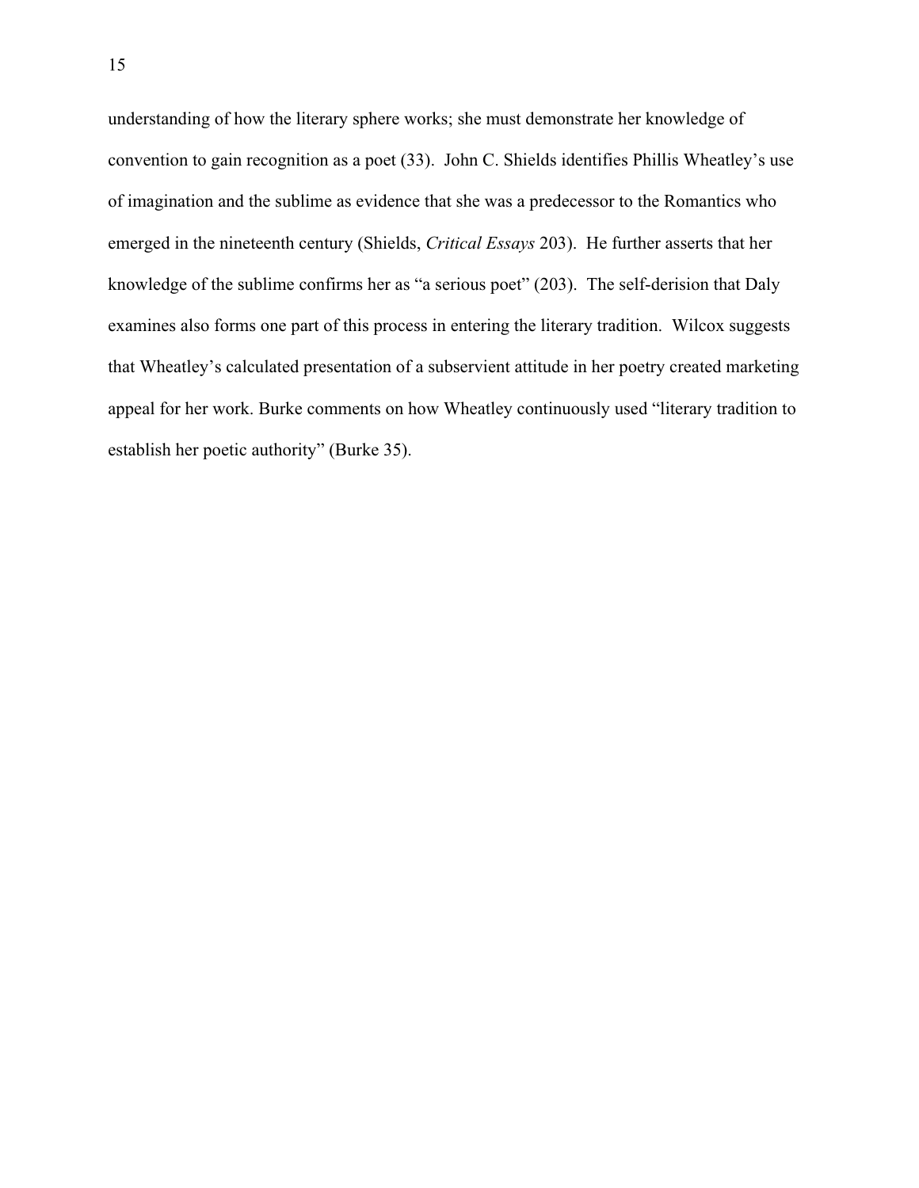understanding of how the literary sphere works; she must demonstrate her knowledge of convention to gain recognition as a poet (33). John C. Shields identifies Phillis Wheatley's use of imagination and the sublime as evidence that she was a predecessor to the Romantics who emerged in the nineteenth century (Shields, *Critical Essays* 203). He further asserts that her knowledge of the sublime confirms her as "a serious poet" (203). The self-derision that Daly examines also forms one part of this process in entering the literary tradition. Wilcox suggests that Wheatley's calculated presentation of a subservient attitude in her poetry created marketing appeal for her work. Burke comments on how Wheatley continuously used "literary tradition to establish her poetic authority" (Burke 35).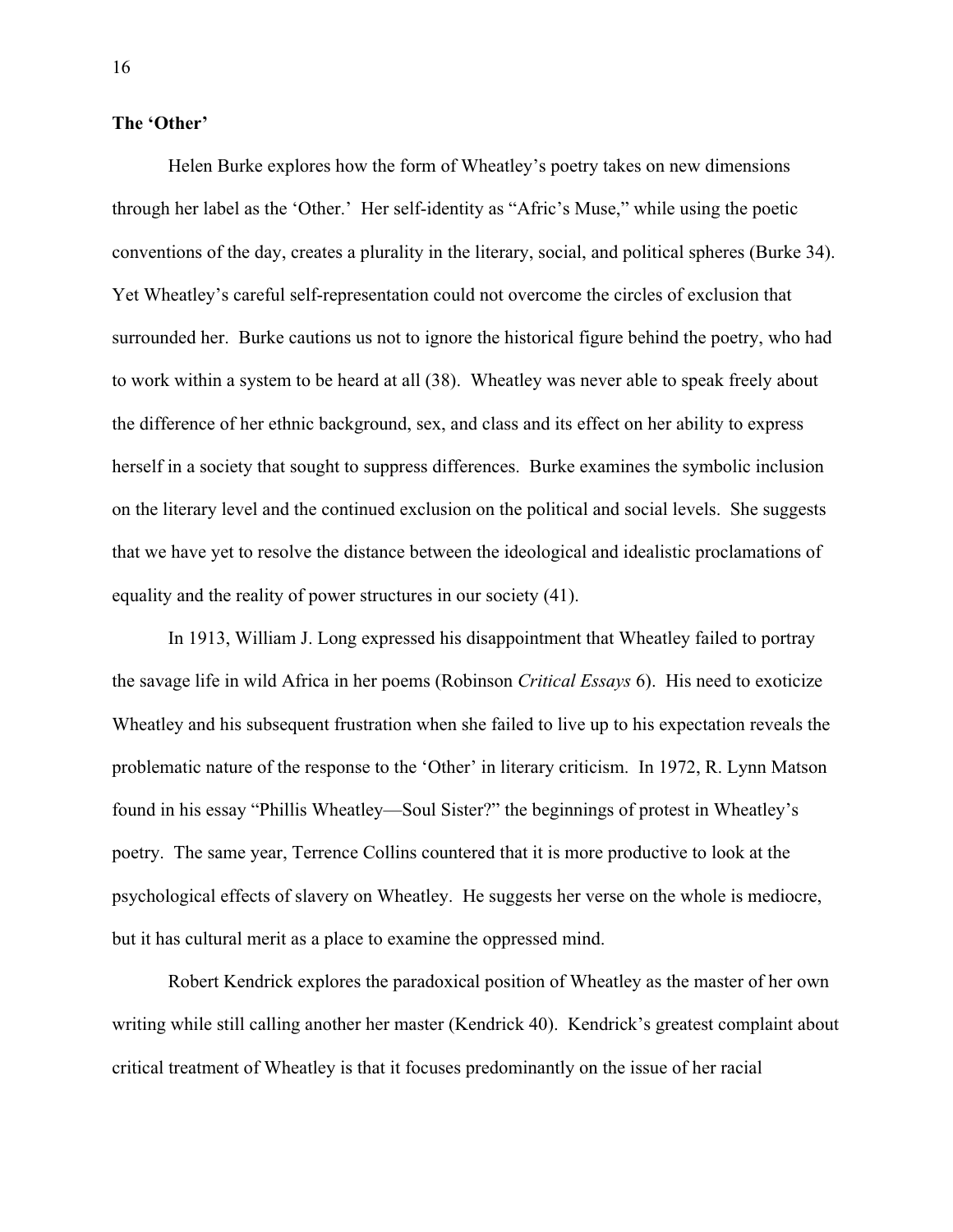**The 'Other'**

Helen Burke explores how the form of Wheatley's poetry takes on new dimensions through her label as the 'Other.' Her self-identity as "Afric's Muse," while using the poetic conventions of the day, creates a plurality in the literary, social, and political spheres (Burke 34). Yet Wheatley's careful self-representation could not overcome the circles of exclusion that surrounded her. Burke cautions us not to ignore the historical figure behind the poetry, who had to work within a system to be heard at all (38). Wheatley was never able to speak freely about the difference of her ethnic background, sex, and class and its effect on her ability to express herself in a society that sought to suppress differences. Burke examines the symbolic inclusion on the literary level and the continued exclusion on the political and social levels. She suggests that we have yet to resolve the distance between the ideological and idealistic proclamations of equality and the reality of power structures in our society (41).

In 1913, William J. Long expressed his disappointment that Wheatley failed to portray the savage life in wild Africa in her poems (Robinson *Critical Essays* 6). His need to exoticize Wheatley and his subsequent frustration when she failed to live up to his expectation reveals the problematic nature of the response to the 'Other' in literary criticism. In 1972, R. Lynn Matson found in his essay "Phillis Wheatley—Soul Sister?" the beginnings of protest in Wheatley's poetry. The same year, Terrence Collins countered that it is more productive to look at the psychological effects of slavery on Wheatley. He suggests her verse on the whole is mediocre, but it has cultural merit as a place to examine the oppressed mind.

Robert Kendrick explores the paradoxical position of Wheatley as the master of her own writing while still calling another her master (Kendrick 40). Kendrick's greatest complaint about critical treatment of Wheatley is that it focuses predominantly on the issue of her racial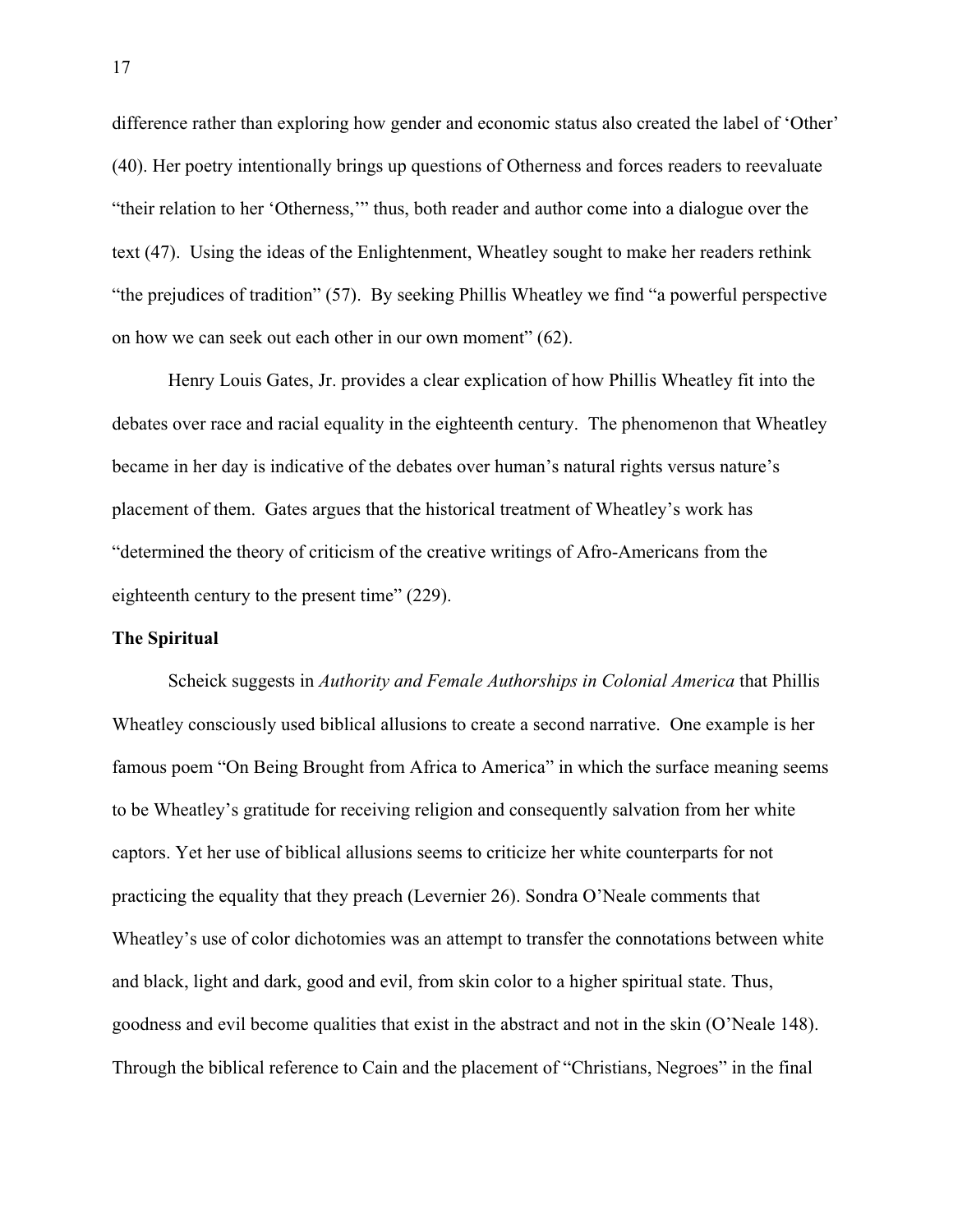difference rather than exploring how gender and economic status also created the label of 'Other' (40). Her poetry intentionally brings up questions of Otherness and forces readers to reevaluate "their relation to her 'Otherness,'" thus, both reader and author come into a dialogue over the text (47). Using the ideas of the Enlightenment, Wheatley sought to make her readers rethink "the prejudices of tradition" (57). By seeking Phillis Wheatley we find "a powerful perspective on how we can seek out each other in our own moment" (62).

Henry Louis Gates, Jr. provides a clear explication of how Phillis Wheatley fit into the debates over race and racial equality in the eighteenth century. The phenomenon that Wheatley became in her day is indicative of the debates over human's natural rights versus nature's placement of them. Gates argues that the historical treatment of Wheatley's work has "determined the theory of criticism of the creative writings of Afro-Americans from the eighteenth century to the present time" (229).

**The Spiritual**

Scheick suggests in *Authority and Female Authorships in Colonial America* that Phillis Wheatley consciously used biblical allusions to create a second narrative. One example is her famous poem "On Being Brought from Africa to America" in which the surface meaning seems to be Wheatley's gratitude for receiving religion and consequently salvation from her white captors. Yet her use of biblical allusions seems to criticize her white counterparts for not practicing the equality that they preach (Levernier 26). Sondra O'Neale comments that Wheatley's use of color dichotomies was an attempt to transfer the connotations between white and black, light and dark, good and evil, from skin color to a higher spiritual state. Thus, goodness and evil become qualities that exist in the abstract and not in the skin (O'Neale 148). Through the biblical reference to Cain and the placement of "Christians, Negroes" in the final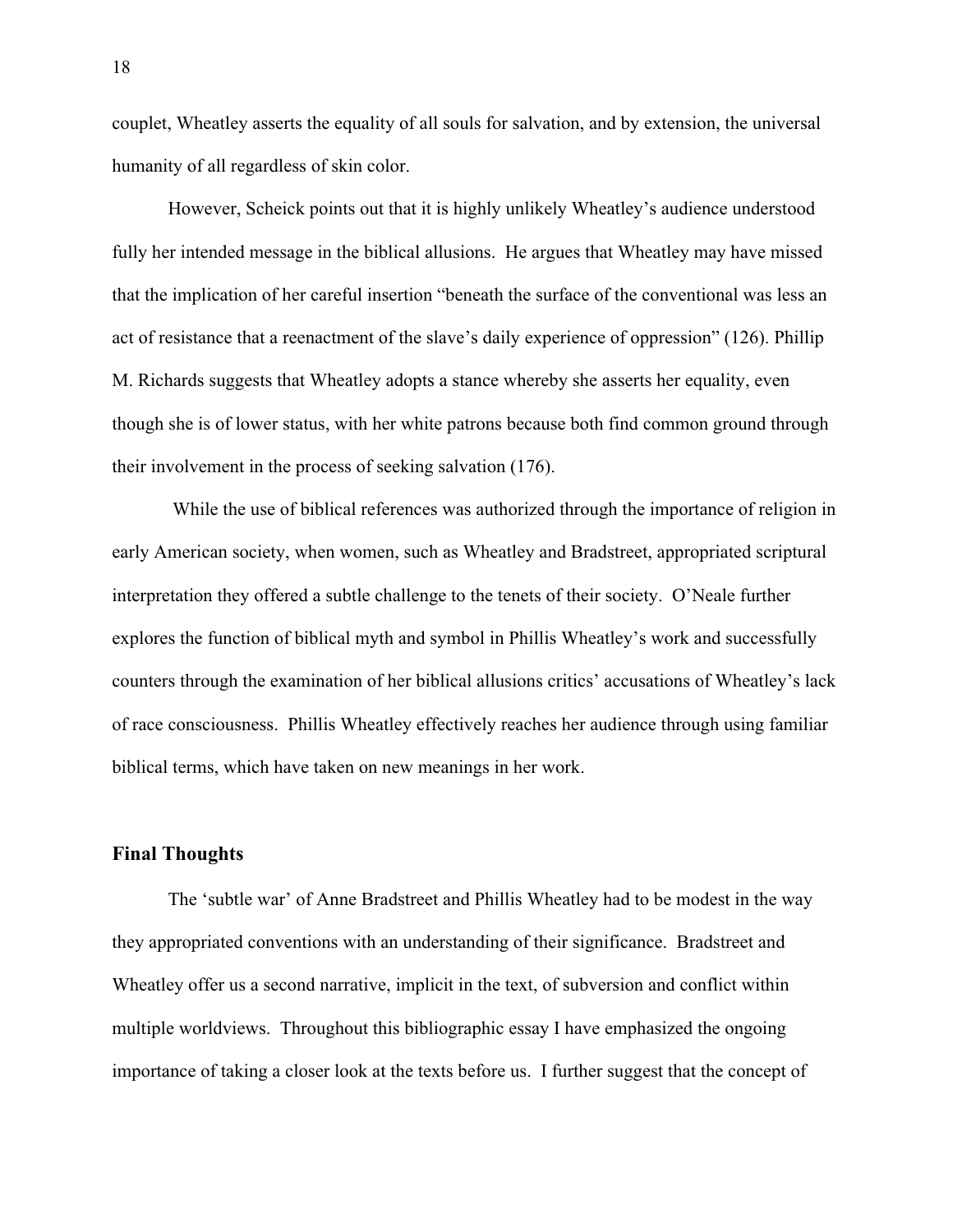couplet, Wheatley asserts the equality of all souls for salvation, and by extension, the universal humanity of all regardless of skin color.

However, Scheick points out that it is highly unlikely Wheatley's audience understood fully her intended message in the biblical allusions. He argues that Wheatley may have missed that the implication of her careful insertion "beneath the surface of the conventional was less an act of resistance that a reenactment of the slave's daily experience of oppression" (126). Phillip M. Richards suggests that Wheatley adopts a stance whereby she asserts her equality, even though she is of lower status, with her white patrons because both find common ground through their involvement in the process of seeking salvation (176).

While the use of biblical references was authorized through the importance of religion in early American society, when women, such as Wheatley and Bradstreet, appropriated scriptural interpretation they offered a subtle challenge to the tenets of their society. O'Neale further explores the function of biblical myth and symbol in Phillis Wheatley's work and successfully counters through the examination of her biblical allusions critics' accusations of Wheatley's lack of race consciousness. Phillis Wheatley effectively reaches her audience through using familiar biblical terms, which have taken on new meanings in her work.

## Final Thoughts

The 'subtle war' of Anne Bradstreet and Phillis Wheatley had to be modest in the way they appropriated conventions with an understanding of their significance. Bradstreet and Wheatley offer us a second narrative, implicit in the text, of subversion and conflict within multiple worldviews. Throughout this bibliographic essay I have emphasized the ongoing importance of taking a closer look at the texts before us. I further suggest that the concept of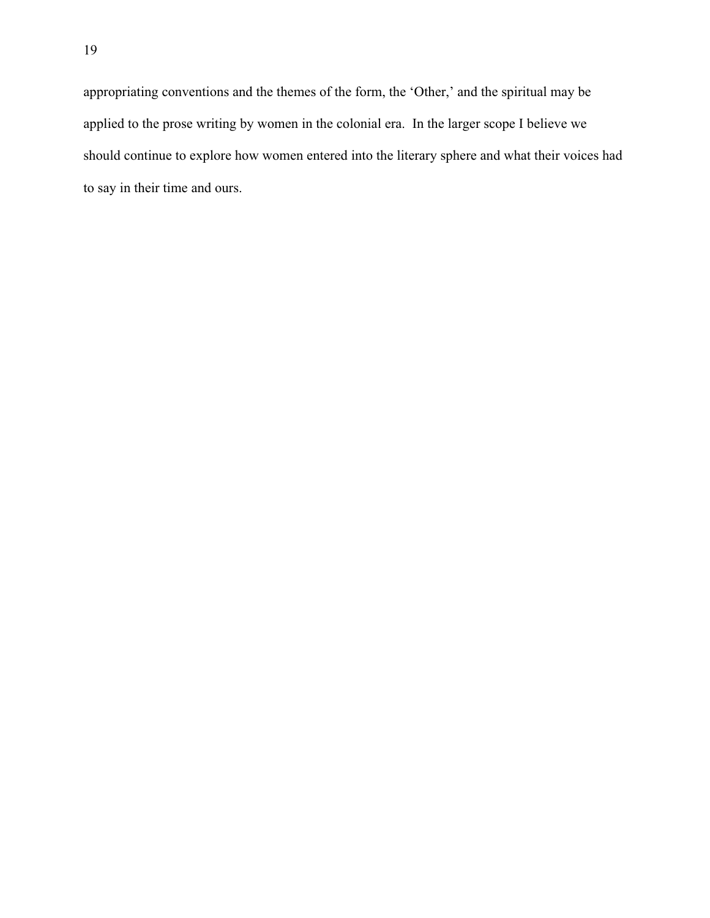appropriating conventions and the themes of the form, the 'Other,' and the spiritual may be applied to the prose writing by women in the colonial era. In the larger scope I believe we should continue to explore how women entered into the literary sphere and what their voices had to say in their time and ours.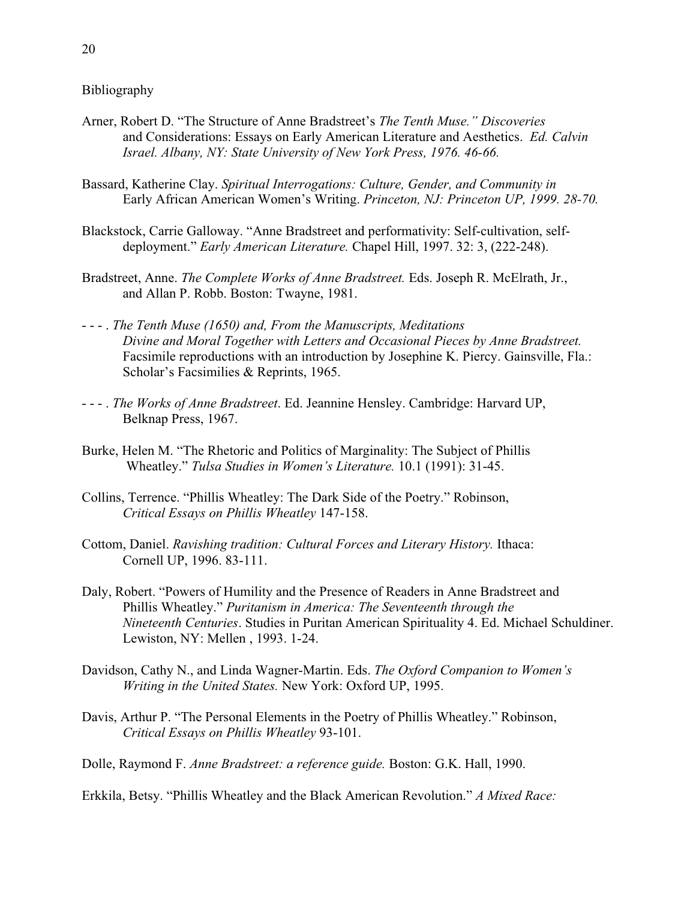Bibliography

Arner, Robert D. "The Structure of Anne Bradstreet's *The Tenth Muse." Discoveries* and Considerations: Essays on Early American Literature and Aesthetics. *Ed. Calvin Israel. Albany, NY: State University of New York Press, 1976. 46-66.*

Bassard, Katherine Clay. *Spiritual Interrogations: Culture, Gender, and Community in* Early African American Women's Writing. *Princeton, NJ: Princeton UP, 1999. 28-70.*

Blackstock, Carrie Galloway. "Anne Bradstreet and performativity: Self-cultivation, self-deployment." *Early American Literature.* Chapel Hill, 1997. 32: 3, (222-248).

Bradstreet, Anne. *The Complete Works of Anne Bradstreet.* Eds. Joseph R. McElrath, Jr., and Allan P. Robb. Boston: Twayne, 1981.

- - - . *The Tenth Muse (1650) and, From the Manuscripts, Meditations Divine and Moral Together with Letters and Occasional Pieces by Anne Bradstreet.* Facsimile reproductions with an introduction by Josephine K. Piercy. Gainsville, Fla.: Scholar's Facsimilies & Reprints, 1965.

- - - . *The Works of Anne Bradstreet*. Ed. Jeannine Hensley. Cambridge: Harvard UP, Belknap Press, 1967.

Burke, Helen M. "The Rhetoric and Politics of Marginality: The Subject of Phillis Wheatley." *Tulsa Studies in Women's Literature.* 10.1 (1991): 31-45.

Collins, Terrence. "Phillis Wheatley: The Dark Side of the Poetry." Robinson, *Critical Essays on Phillis Wheatley* 147-158.

Cottom, Daniel. *Ravishing tradition: Cultural Forces and Literary History.* Ithaca: Cornell UP, 1996. 83-111.

Daly, Robert. "Powers of Humility and the Presence of Readers in Anne Bradstreet and Phillis Wheatley." *Puritanism in America: The Seventeenth through the Nineteenth Centuries*. Studies in Puritan American Spirituality 4. Ed. Michael Schuldiner. Lewiston, NY: Mellen , 1993. 1-24.

Davidson, Cathy N., and Linda Wagner-Martin. Eds. *The Oxford Companion to Women's Writing in the United States.* New York: Oxford UP, 1995.

Davis, Arthur P. "The Personal Elements in the Poetry of Phillis Wheatley." Robinson, *Critical Essays on Phillis Wheatley* 93-101.

Dolle, Raymond F. *Anne Bradstreet: a reference guide.* Boston: G.K. Hall, 1990.

Erkkila, Betsy. "Phillis Wheatley and the Black American Revolution." *A Mixed Race:*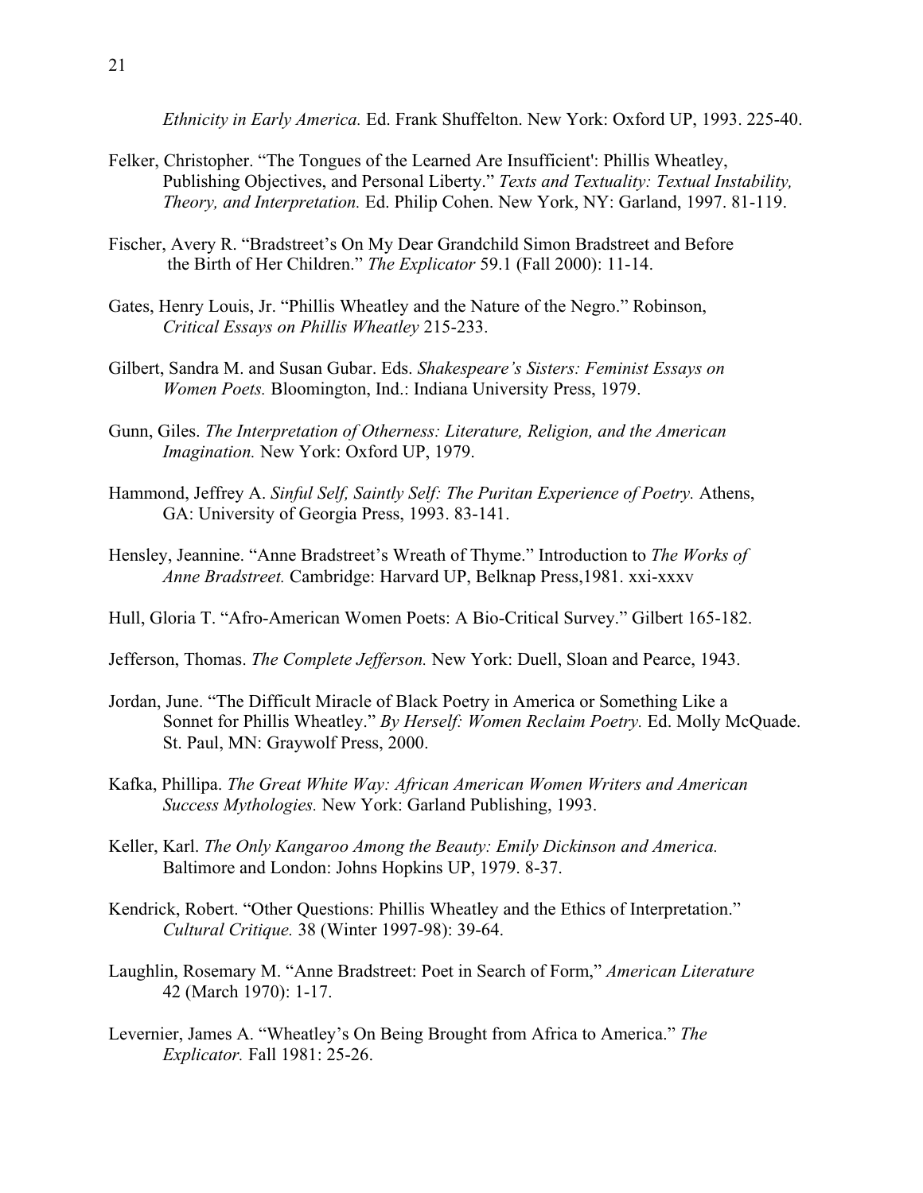*Ethnicity in Early America.* Ed. Frank Shuffelton. New York: Oxford UP, 1993. 225-40.

Felker, Christopher. "The Tongues of the Learned Are Insufficient': Phillis Wheatley, Publishing Objectives, and Personal Liberty." *Texts and Textuality: Textual Instability, Theory, and Interpretation.* Ed. Philip Cohen. New York, NY: Garland, 1997. 81-119.

Fischer, Avery R. "Bradstreet's On My Dear Grandchild Simon Bradstreet and Before the Birth of Her Children." *The Explicator* 59.1 (Fall 2000): 11-14.

Gates, Henry Louis, Jr. "Phillis Wheatley and the Nature of the Negro." Robinson, *Critical Essays on Phillis Wheatley* 215-233.

Gilbert, Sandra M. and Susan Gubar. Eds. *Shakespeare's Sisters: Feminist Essays on Women Poets.* Bloomington, Ind.: Indiana University Press, 1979.

Gunn, Giles. *The Interpretation of Otherness: Literature, Religion, and the American Imagination.* New York: Oxford UP, 1979.

Hammond, Jeffrey A. *Sinful Self, Saintly Self: The Puritan Experience of Poetry.* Athens, GA: University of Georgia Press, 1993. 83-141.

Hensley, Jeannine. "Anne Bradstreet's Wreath of Thyme." Introduction to *The Works of Anne Bradstreet.* Cambridge: Harvard UP, Belknap Press,1981. xxi-xxxv

Hull, Gloria T. "Afro-American Women Poets: A Bio-Critical Survey." Gilbert 165-182.

Jefferson, Thomas. *The Complete Jefferson.* New York: Duell, Sloan and Pearce, 1943.

Jordan, June. "The Difficult Miracle of Black Poetry in America or Something Like a Sonnet for Phillis Wheatley." *By Herself: Women Reclaim Poetry.* Ed. Molly McQuade. St. Paul, MN: Graywolf Press, 2000.

Kafka, Phillipa. *The Great White Way: African American Women Writers and American Success Mythologies.* New York: Garland Publishing, 1993.

Keller, Karl. *The Only Kangaroo Among the Beauty: Emily Dickinson and America.* Baltimore and London: Johns Hopkins UP, 1979. 8-37.

Kendrick, Robert. "Other Questions: Phillis Wheatley and the Ethics of Interpretation." *Cultural Critique.* 38 (Winter 1997-98): 39-64.

Laughlin, Rosemary M. "Anne Bradstreet: Poet in Search of Form," *American Literature* 42 (March 1970): 1-17.

Levernier, James A. "Wheatley's On Being Brought from Africa to America." *The Explicator.* Fall 1981: 25-26.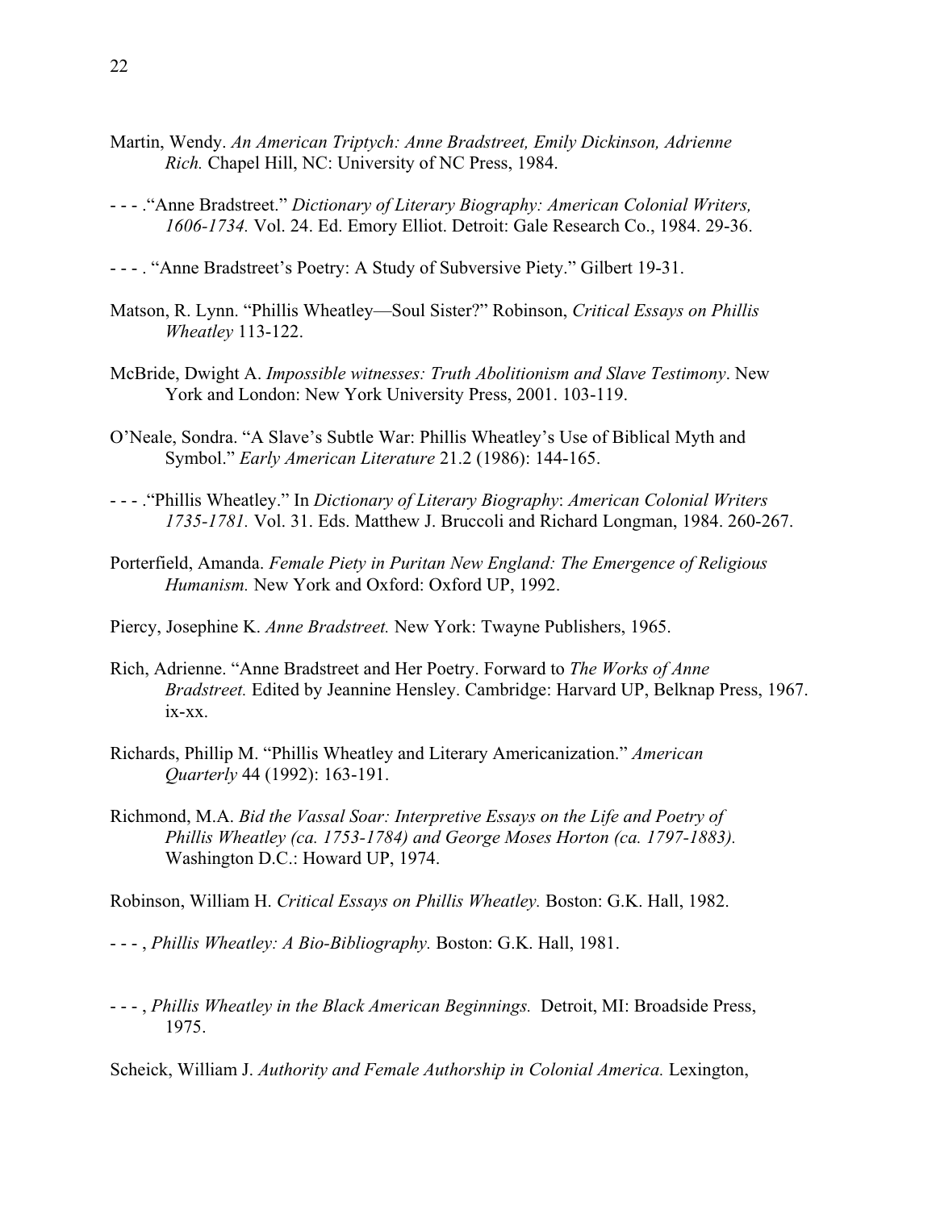Martin, Wendy. *An American Triptych: Anne Bradstreet, Emily Dickinson, Adrienne Rich.* Chapel Hill, NC: University of NC Press, 1984.

- - - .“Anne Bradstreet.” *Dictionary of Literary Biography: American Colonial Writers, 1606-1734.* Vol. 24. Ed. Emory Elliot. Detroit: Gale Research Co., 1984. 29-36.

- - - . “Anne Bradstreet’s Poetry: A Study of Subversive Piety.” Gilbert 19-31.

Matson, R. Lynn. “Phillis Wheatley—Soul Sister?” Robinson, *Critical Essays on Phillis Wheatley* 113-122.

McBride, Dwight A. *Impossible witnesses: Truth Abolitionism and Slave Testimony*. New York and London: New York University Press, 2001. 103-119.

O’Neale, Sondra. “A Slave’s Subtle War: Phillis Wheatley’s Use of Biblical Myth and Symbol.” *Early American Literature* 21.2 (1986): 144-165.

- - - .“Phillis Wheatley.” In *Dictionary of Literary Biography*: *American Colonial Writers 1735-1781.* Vol. 31. Eds. Matthew J. Bruccoli and Richard Longman, 1984. 260-267.

Porterfield, Amanda. *Female Piety in Puritan New England: The Emergence of Religious Humanism.* New York and Oxford: Oxford UP, 1992.

Piercy, Josephine K. *Anne Bradstreet.* New York: Twayne Publishers, 1965.

Rich, Adrienne. “Anne Bradstreet and Her Poetry. Forward to *The Works of Anne Bradstreet.* Edited by Jeannine Hensley. Cambridge: Harvard UP, Belknap Press, 1967. ix-xx.

Richards, Phillip M. “Phillis Wheatley and Literary Americanization.” *American Quarterly* 44 (1992): 163-191.

Richmond, M.A. *Bid the Vassal Soar: Interpretive Essays on the Life and Poetry of Phillis Wheatley (ca. 1753-1784) and George Moses Horton (ca. 1797-1883).* Washington D.C.: Howard UP, 1974.

Robinson, William H. *Critical Essays on Phillis Wheatley.* Boston: G.K. Hall, 1982.

- - - , *Phillis Wheatley: A Bio-Bibliography.* Boston: G.K. Hall, 1981.

- - - , *Phillis Wheatley in the Black American Beginnings.* Detroit, MI: Broadside Press, 1975.

Scheick, William J. *Authority and Female Authorship in Colonial America.* Lexington,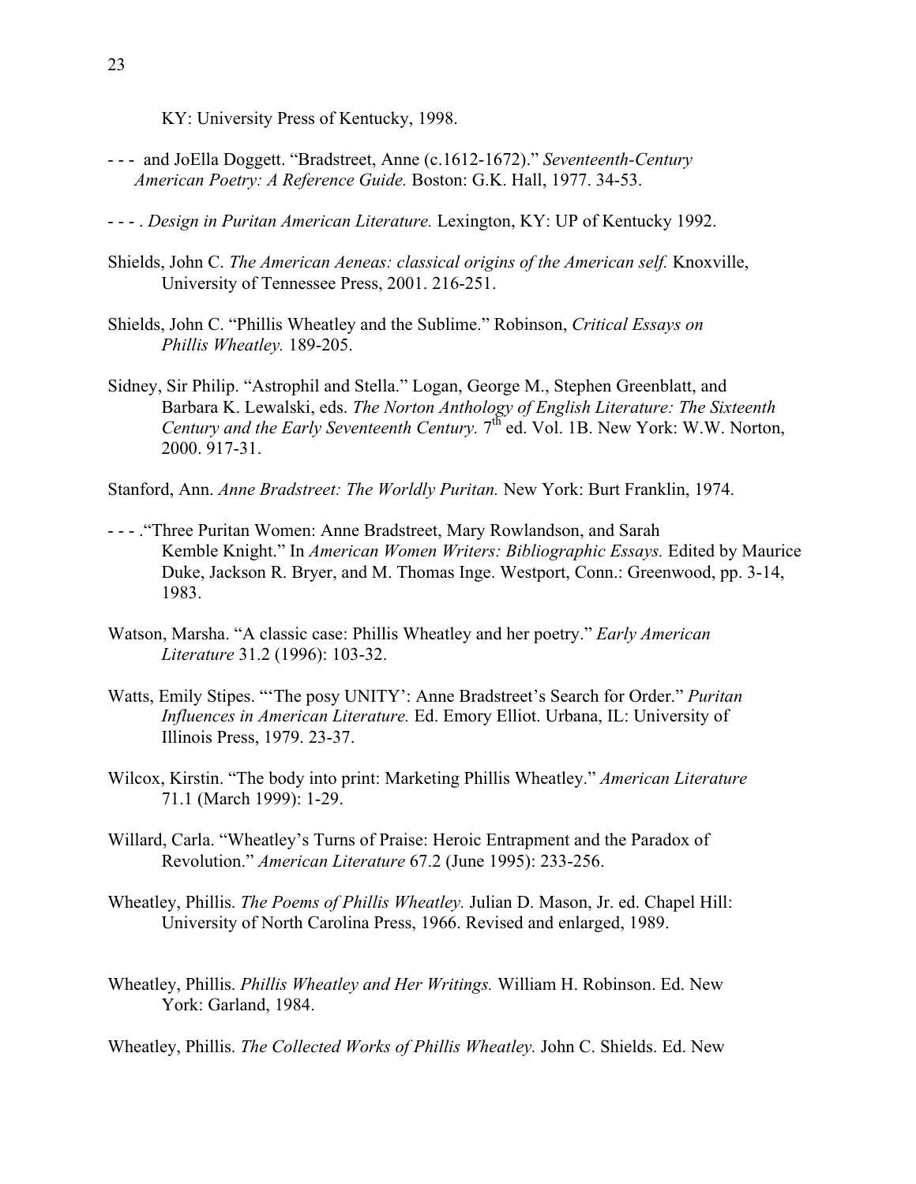KY: University Press of Kentucky, 1998.

- - - and JoElla Doggett. "Bradstreet, Anne (c.1612-1672)." *Seventeenth-Century American Poetry: A Reference Guide.* Boston: G.K. Hall, 1977. 34-53.

- - - . *Design in Puritan American Literature.* Lexington, KY: UP of Kentucky 1992.

Shields, John C. *The American Aeneas: classical origins of the American self.* Knoxville, University of Tennessee Press, 2001. 216-251.

Shields, John C. "Phillis Wheatley and the Sublime." Robinson, *Critical Essays on Phillis Wheatley.* 189-205.

Sidney, Sir Philip. "Astrophil and Stella." Logan, George M., Stephen Greenblatt, and Barbara K. Lewalski, eds. *The Norton Anthology of English Literature: The Sixteenth Century and the Early Seventeenth Century.* 7th ed. Vol. 1B. New York: W.W. Norton, 2000. 917-31.

Stanford, Ann. *Anne Bradstreet: The Worldly Puritan.* New York: Burt Franklin, 1974.

- - - ."Three Puritan Women: Anne Bradstreet, Mary Rowlandson, and Sarah Kemble Knight." In *American Women Writers: Bibliographic Essays.* Edited by Maurice Duke, Jackson R. Bryer, and M. Thomas Inge. Westport, Conn.: Greenwood, pp. 3-14, 1983.

Watson, Marsha. "A classic case: Phillis Wheatley and her poetry." *Early American Literature* 31.2 (1996): 103-32.

Watts, Emily Stipes. "'The posy UNITY': Anne Bradstreet's Search for Order." *Puritan Influences in American Literature.* Ed. Emory Elliot. Urbana, IL: University of Illinois Press, 1979. 23-37.

Wilcox, Kirstin. "The body into print: Marketing Phillis Wheatley." *American Literature* 71.1 (March 1999): 1-29.

Willard, Carla. "Wheatley's Turns of Praise: Heroic Entrapment and the Paradox of Revolution." *American Literature* 67.2 (June 1995): 233-256.

Wheatley, Phillis. *The Poems of Phillis Wheatley.* Julian D. Mason, Jr. ed. Chapel Hill: University of North Carolina Press, 1966. Revised and enlarged, 1989.

Wheatley, Phillis. *Phillis Wheatley and Her Writings.* William H. Robinson. Ed. New York: Garland, 1984.

Wheatley, Phillis. *The Collected Works of Phillis Wheatley.* John C. Shields. Ed. New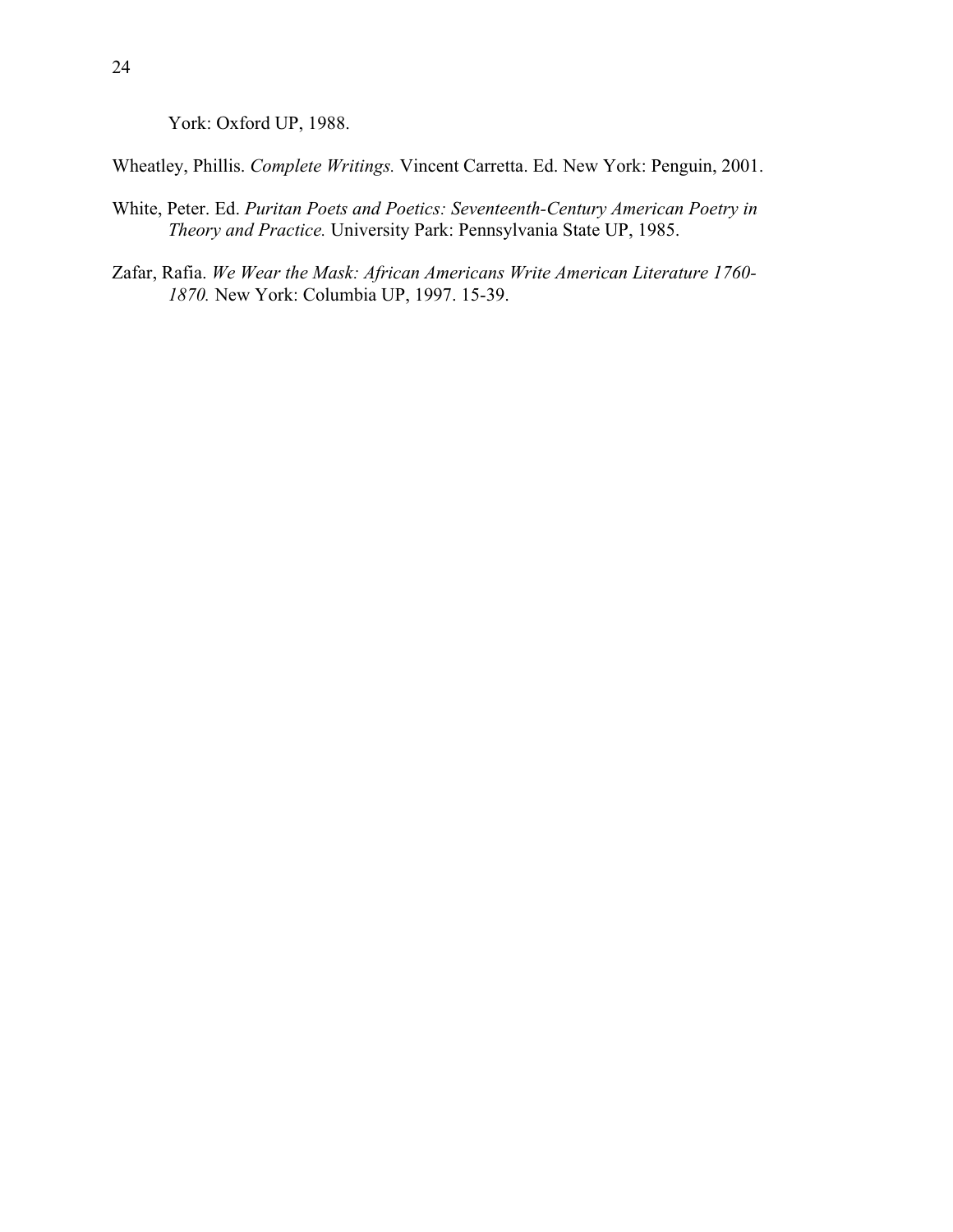York: Oxford UP, 1988.

Wheatley, Phillis. *Complete Writings.* Vincent Carretta. Ed. New York: Penguin, 2001.

White, Peter. Ed. *Puritan Poets and Poetics: Seventeenth-Century American Poetry in Theory and Practice.* University Park: Pennsylvania State UP, 1985.

Zafar, Rafia. *We Wear the Mask: African Americans Write American Literature 1760-1870.* New York: Columbia UP, 1997. 15-39.